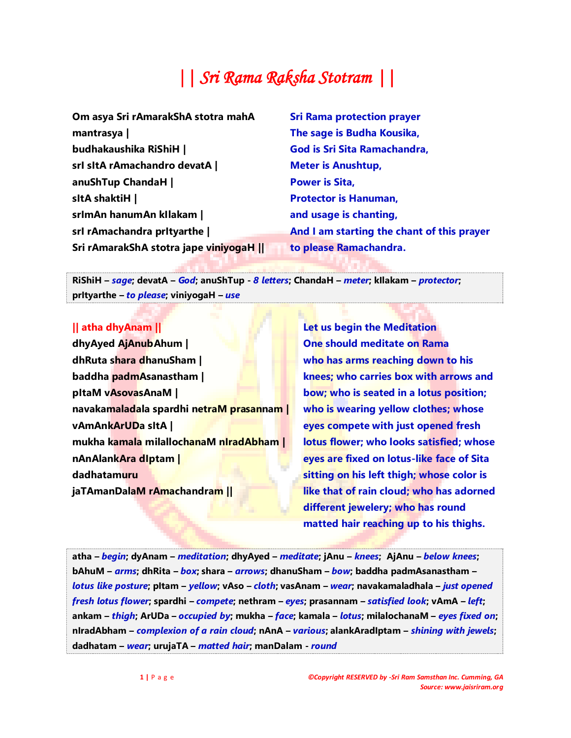# || *Sri Rama Raksha Stotram* ||

Om asya Sri rAmarakShA stotra mahA mantrasya |
budhakaushika RiShiH |
srI sItA rAmachandro devatA |
anuShTup ChandaH |
sItA shaktiH |
srImAn hanumAn kIlakam |
srI rAmachandra prItyarthe |
Sri rAmarakShA stotra jape viniyogaH ||

Sri Rama protection prayer
The sage is Budha Kousika,
God is Sri Sita Ramachandra,
Meter is Anushtup,
Power is Sita,
Protector is Hanuman,
and usage is chanting,
And I am starting the chant of this prayer to please Ramachandra.

RiShiH – *sage*; devatA – *God*; anuShTup - *8 letters*; ChandaH – *meter*; kIlakam – *protector*; prItyarthe – *to please*; viniyogaH – *use*

**|| atha dhyAnam ||**

dhyAyed AjAnubAhum |
dhRuta shara dhanuSham |
baddha padmAsanastham |
pItaM vAsovasAnaM |
navakamaladala spardhi netraM prasannam |
vAmAnkArUDa sItA |
mukha kamala milallochanaM nIradAbham |
nAnAlankAra dIptam |
dadhatamuru
jaTAmanDalaM rAmachandram ||

Let us begin the Meditation
One should meditate on Rama who has arms reaching down to his knees; who carries box with arrows and bow; who is seated in a lotus position; who is wearing yellow clothes; whose eyes compete with just opened fresh lotus flower; who looks satisfied; whose eyes are fixed on lotus-like face of Sita sitting on his left thigh; whose color is like that of rain cloud; who has adorned different jewelery; who has round matted hair reaching up to his thighs.

atha – *begin*; dyAnam – *meditation*; dhyAyed – *meditate*; jAnu – *knees*; AjAnu – *below knees*; bAhuM – *arms*; dhRita – *box*; shara – *arrows*; dhanuSham – *bow*; baddha padmAsanastham – *lotus like posture*; pItam – *yellow*; vAso – *cloth*; vasAnam – *wear*; navakamaladhala – *just opened fresh lotus flower*; spardhi – *compete*; nethram – *eyes*; prasannam – *satisfied look*; vAmA – *left*; ankam – *thigh*; ArUDa – *occupied by*; mukha – *face*; kamala – *lotus*; milalochanaM – *eyes fixed on*; nIradAbham – *complexion of a rain cloud*; nAnA – *various*; alankAradIptam – *shining with jewels*; dadhatam – *wear*; urujaTA – *matted hair*; manDalam - *round*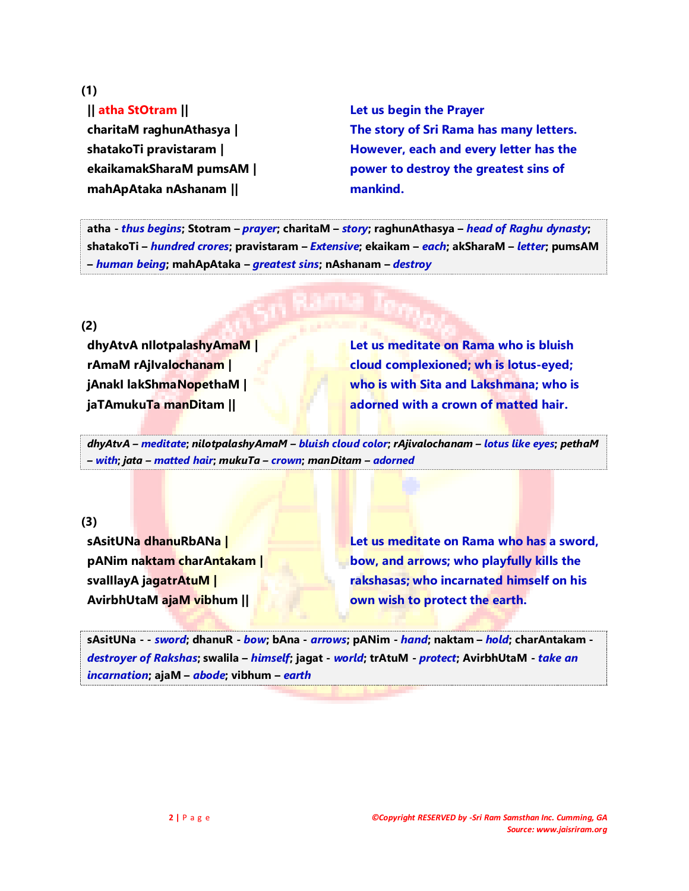**(1)**

**|| atha StOtram ||**
**charitaM raghunAthasya |**
**shatakoTi pravistaram |**
**ekaikamakSharaM pumsAM |**
**mahApAtaka nAshanam ||**

**Let us begin the Prayer**
**The story of Sri Rama has many letters. However, each and every letter has the power to destroy the greatest sins of mankind.**

**atha** - ***thus begins***; **Stotram** – ***prayer***; **charitaM** – ***story***; **raghunAthasya** – ***head of Raghu dynasty***; **shatakoTi** – ***hundred crores***; **pravistaram** – ***Extensive***; **ekaikam** – ***each***; **akSharaM** – ***letter***; **pumsAM** – ***human being***; **mahApAtaka** – ***greatest sins***; **nAshanam** – ***destroy***

**(2)**

**dhyAtvA nIlotpalashyAmaM |**
**rAmaM rAjIvalochanam |**
**jAnakI lakShmaNopethaM |**
**jaTAmukuTa manDitam ||**

**Let us meditate on Rama who is bluish cloud complexioned; wh is lotus-eyed; who is with Sita and Lakshmana; who is adorned with a crown of matted hair.**

***dhyAtvA*** – ***meditate***; ***nilotpalashyAmaM*** – ***bluish cloud color***; ***rAjivalochanam*** – ***lotus like eyes***; ***pethaM*** – ***with***; ***jata*** – ***matted hair***; ***mukuTa*** – ***crown***; ***manDitam*** – ***adorned***

**(3)**

**sAsitUNa dhanuRbANa |**
**pANim naktam charAntakam |**
**svalIlayA jagatrAtuM |**
**AvirbhUtaM ajaM vibhum ||**

**Let us meditate on Rama who has a sword, bow, and arrows; who playfully kills the rakshasas; who incarnated himself on his own wish to protect the earth.**

**sAsitUNa** - - ***sword***; **dhanuR** - ***bow***; **bAna** - ***arrows***; **pANim** - ***hand***; **naktam** – ***hold***; **charAntakam** - ***destroyer of Rakshas***; **swalila** – ***himself***; **jagat** - ***world***; **trAtuM** - ***protect***; **AvirbhUtaM** - ***take an incarnation***; **ajaM** – ***abode***; **vibhum** – ***earth***

*©Copyright RESERVED by -Sri Ram Samsthan Inc. Cumming, GA*
*Source: www.jaisriram.org*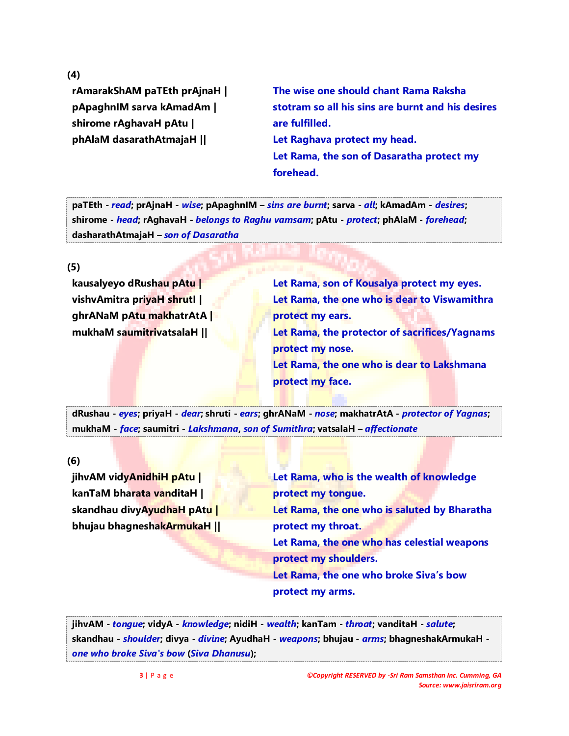**(4)**

| | |
|---|---|
| **rAmarakShAM paTEth prAjnaH \|**<br>**pApaghnIM sarva kAmadAm \|**<br>**shirome rAghavaH pAtu \|**<br>**phAlaM dasarathAtmajaH \|\|** | **The wise one should chant Rama Raksha stotram so all his sins are burnt and his desires are fulfilled.**<br>**Let Raghava protect my head.**<br>**Let Rama, the son of Dasaratha protect my forehead.** |

**paTEth** - ***read***; **prAjnaH** - ***wise***; **pApaghnIM** – ***sins are burnt***; **sarva** - ***all***; **kAmadAm** - ***desires***; **shirome** - ***head***; **rAghavaH** - ***belongs to Raghu vamsam***; **pAtu** - ***protect***; **phAlaM** - ***forehead***; **dasharathAtmajaH** – ***son of Dasaratha***

**(5)**

| | |
|---|---|
| **kausalyeyo dRushau pAtu \|**<br>**vishvAmitra priyaH shrutI \|**<br>**ghrANaM pAtu makhatrAtA \|**<br>**mukhaM saumitrivatsalaH \|\|** | **Let Rama, son of Kousalya protect my eyes.**<br>**Let Rama, the one who is dear to Viswamithra protect my ears.**<br>**Let Rama, the protector of sacrifices/Yagnams protect my nose.**<br>**Let Rama, the one who is dear to Lakshmana protect my face.** |

**dRushau** - ***eyes***; **priyaH** - ***dear***; **shruti** - ***ears***; **ghrANaM** - ***nose***; **makhatrAtA** - ***protector of Yagnas***; **mukhaM** - ***face***; **saumitri** - ***Lakshmana***, ***son of Sumithra***; **vatsalaH** – ***affectionate***

**(6)**

| | |
|---|---|
| **jihvAM vidyAnidhiH pAtu \|**<br>**kanTaM bharata vanditaH \|**<br>**skandhau divyAyudhaH pAtu \|**<br>**bhujau bhagneshakArmukaH \|\|** | **Let Rama, who is the wealth of knowledge protect my tongue.**<br>**Let Rama, the one who is saluted by Bharatha protect my throat.**<br>**Let Rama, the one who has celestial weapons protect my shoulders.**<br>**Let Rama, the one who broke Siva's bow protect my arms.** |

**jihvAM** - ***tongue***; **vidyA** - ***knowledge***; **nidiH** - ***wealth***; **kanTam** - ***throat***; **vanditaH** - ***salute***; **skandhau** - ***shoulder***; **divya** - ***divine***; **AyudhaH** - ***weapons***; **bhujau** - ***arms***; **bhagneshakArmukaH** - ***one who broke Siva's bow*** (***Siva Dhanusu***);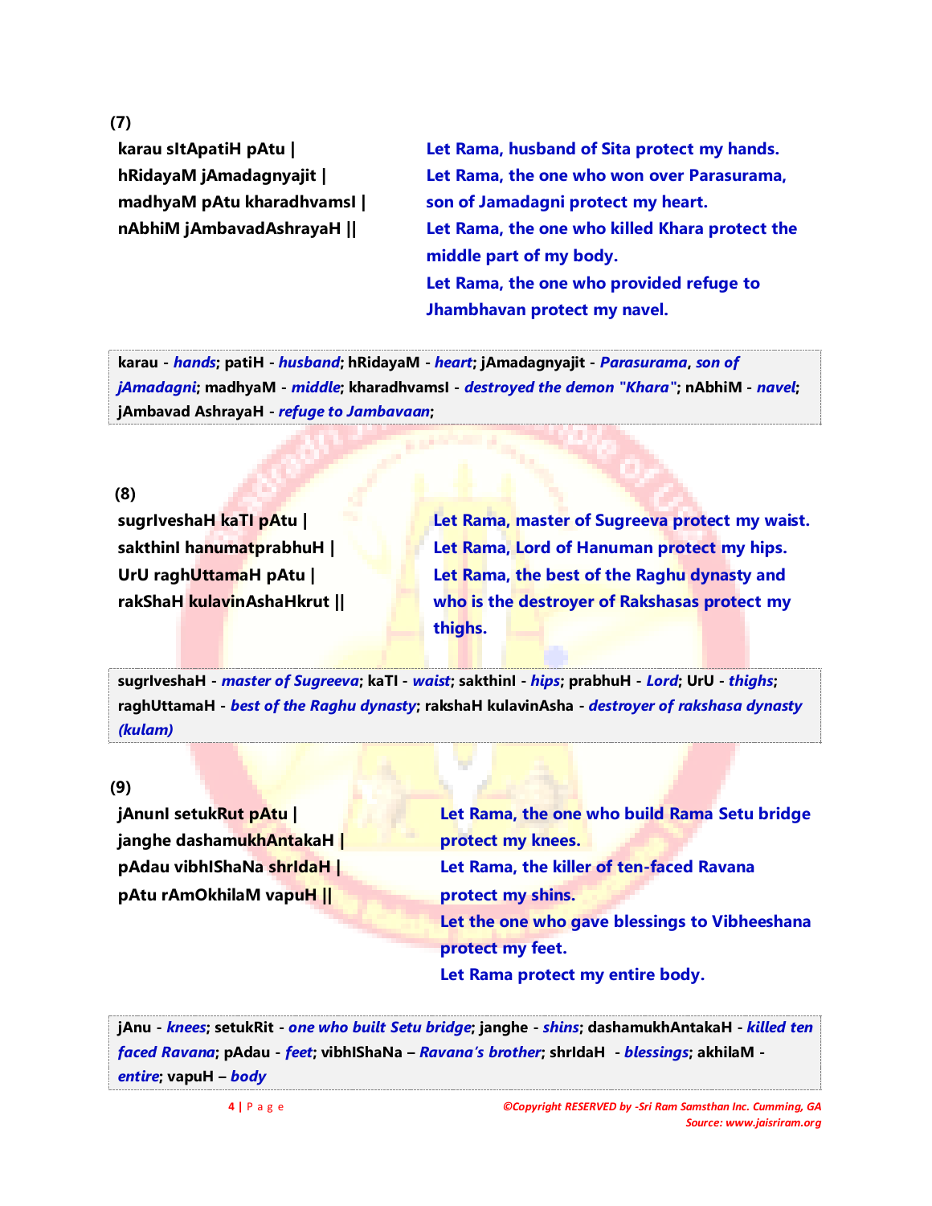**(7)**

**karau sItApatiH pAtu |**
**hRidayaM jAmadagnyajit |**
**madhyaM pAtu kharadhvamsI |**
**nAbhiM jAmbavadAshrayaH ||**

**Let Rama, husband of Sita protect my hands.**
**Let Rama, the one who won over Parasurama, son of Jamadagni protect my heart.**
**Let Rama, the one who killed Khara protect the middle part of my body.**
**Let Rama, the one who provided refuge to Jhambhavan protect my navel.**

**karau** - ***hands***; **patiH** - ***husband***; **hRidayaM** - ***heart***; **jAmadagnyajit** - ***Parasurama***, ***son of jAmadagni***; **madhyaM** - ***middle***; **kharadhvamsI** - ***destroyed the demon "Khara"***; **nAbhiM** - ***navel***; **jAmbavad AshrayaH** - ***refuge to Jambavaan***;

**(8)**

**sugrIveshaH kaTI pAtu |**
**sakthinI hanumatprabhuH |**
**UrU raghUttamaH pAtu |**
**rakShaH kulavinAshaHkrut ||**

**Let Rama, master of Sugreeva protect my waist.**
**Let Rama, Lord of Hanuman protect my hips.**
**Let Rama, the best of the Raghu dynasty and who is the destroyer of Rakshasas protect my thighs.**

**sugrIveshaH** - ***master of Sugreeva***; **kaTI** - ***waist***; **sakthinI** - ***hips***; **prabhuH** - ***Lord***; **UrU** - ***thighs***; **raghUttamaH** - ***best of the Raghu dynasty***; **rakshaH kulavinAsha** - ***destroyer of rakshasa dynasty (kulam)***

**(9)**

**jAnunI setukRut pAtu |**
**janghe dashamukhAntakaH |**
**pAdau vibhIShaNa shrIdaH |**
**pAtu rAmOkhilaM vapuH ||**

**Let Rama, the one who build Rama Setu bridge protect my knees.**
**Let Rama, the killer of ten-faced Ravana protect my shins.**
**Let the one who gave blessings to Vibheeshana protect my feet.**
**Let Rama protect my entire body.**

**jAnu** - ***knees***; **setukRit** - ***one who built Setu bridge***; **janghe** - ***shins***; **dashamukhAntakaH** - ***killed ten faced Ravana***; **pAdau** - ***feet***; **vibhIShaNa** – ***Ravana's brother***; **shrIdaH** - ***blessings***; **akhilaM** - ***entire***; **vapuH** – ***body***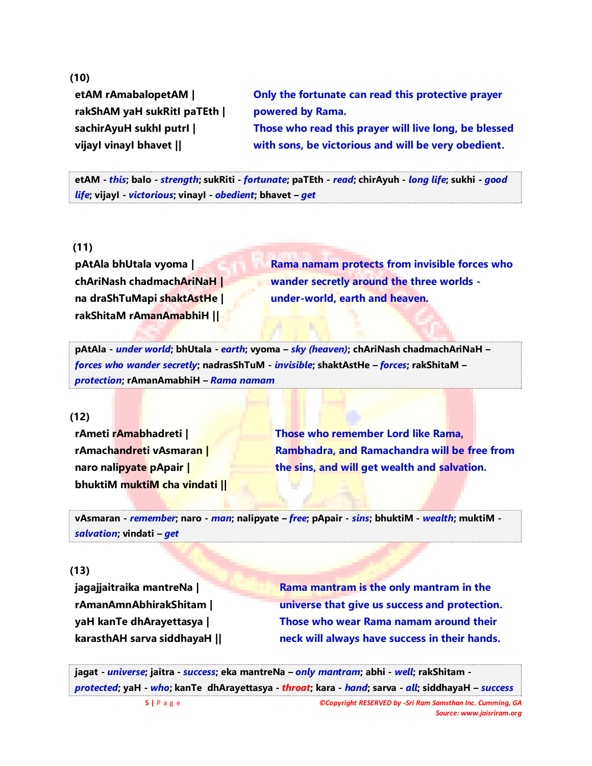**(10)**

| | |
|---|---|
| **etAM rAmabalopetAM \|** | **Only the fortunate can read this protective prayer** |
| **rakShAM yaH sukRitI paTEth \|** | **powered by Rama.** |
| **sachirAyuH sukhI putrI \|** | **Those who read this prayer will live long, be blessed** |
| **vijayI vinayI bhavet \|\|** | **with sons, be victorious and will be very obedient.** |

**etAM** - ***this***; **balo** - ***strength***; **sukRiti** - ***fortunate***; **paTEth** - ***read***; **chirAyuh** - ***long life***; **sukhi** - ***good life***; **vijayI** - ***victorious***; **vinayI** - ***obedient***; **bhavet** – ***get***

**(11)**

| | |
|---|---|
| **pAtAla bhUtala vyoma \|** | **Rama namam protects from invisible forces who** |
| **chAriNash chadmachAriNaH \|** | **wander secretly around the three worlds -** |
| **na draShTuMapi shaktAstHe \|** | **under-world, earth and heaven.** |
| **rakShitaM rAmanAmabhiH \|\|** | |

**pAtAla** - ***under world***; **bhUtala** - ***earth***; **vyoma** – ***sky (heaven)***; **chAriNash chadmachAriNaH** – ***forces who wander secretly***; **nadrasShTuM** - ***invisible***; **shaktAstHe** – ***forces***; **rakShitaM** – ***protection***; **rAmanAmabhiH** – ***Rama namam***

**(12)**

| | |
|---|---|
| **rAmeti rAmabhadreti \|** | **Those who remember Lord like Rama,** |
| **rAmachandreti vAsmaran \|** | **Rambhadra, and Ramachandra will be free from** |
| **naro nalipyate pApair \|** | **the sins, and will get wealth and salvation.** |
| **bhuktiM muktiM cha vindati \|\|** | |

**vAsmaran** - ***remember***; **naro** - ***man***; **nalipyate** – ***free***; **pApair** - ***sins***; **bhuktiM** - ***wealth***; **muktiM** - ***salvation***; **vindati** – ***get***

**(13)**

| | |
|---|---|
| **jagajjaitraika mantreNa \|** | **Rama mantram is the only mantram in the** |
| **rAmanAmnAbhirakShitam \|** | **universe that give us success and protection.** |
| **yaH kanTe dhArayettasya \|** | **Those who wear Rama namam around their** |
| **karasthAH sarva siddhayaH \|\|** | **neck will always have success in their hands.** |

**jagat** - ***universe***; **jaitra** - ***success***; **eka mantreNa** – ***only mantram***; **abhi** - ***well***; **rakShitam** - ***protected***; **yaH** - ***who***; **kanTe dhArayettasya** - ***throat***; **kara** - ***hand***; **sarva** - ***all***; **siddhayaH** – ***success***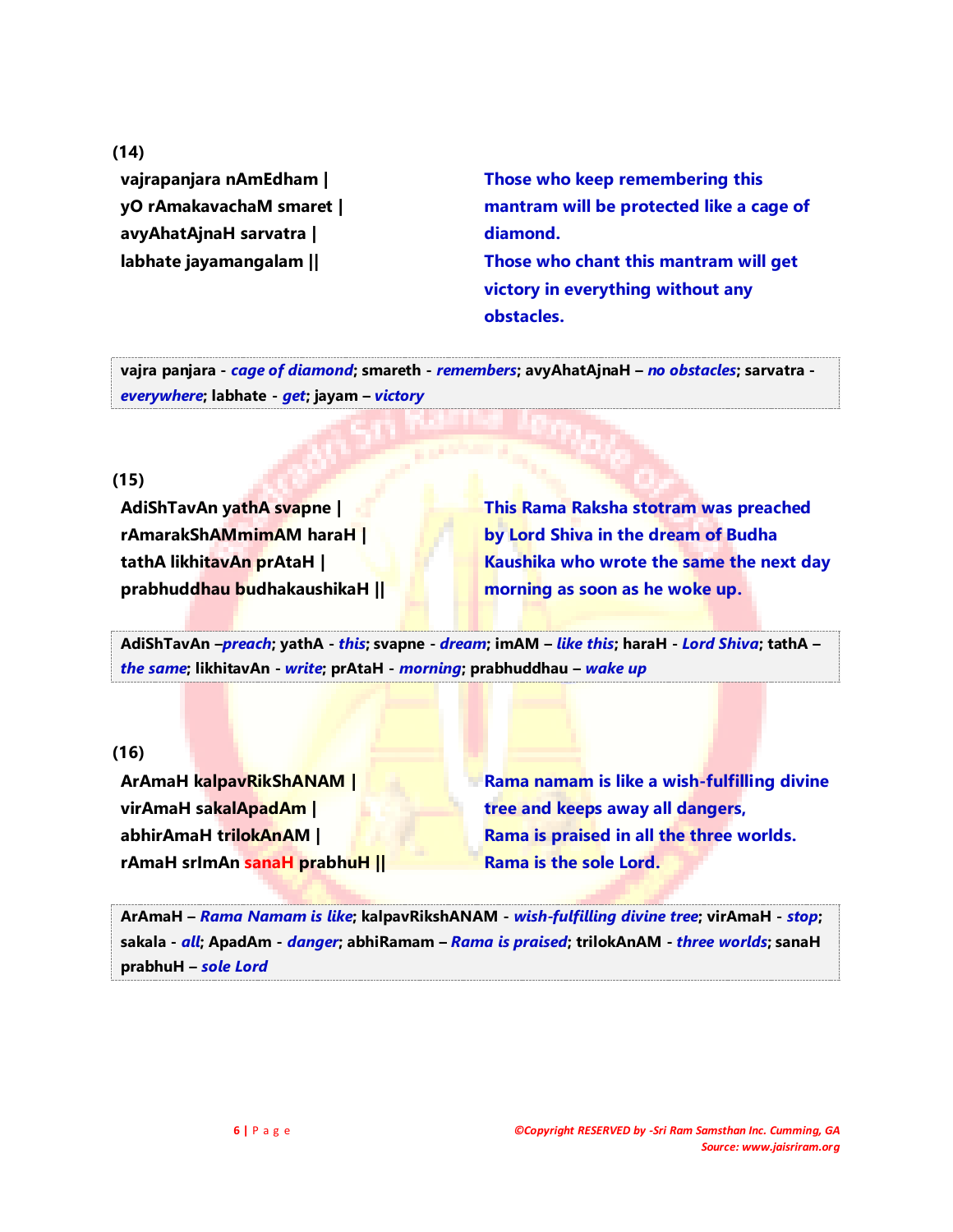**(14)**

**vajrapanjara nAmEdham |**
**yO rAmakavachaM smaret |**
**avyAhatAjnaH sarvatra |**
**labhate jayamangalam ||**

**Those who keep remembering this mantram will be protected like a cage of diamond.**
**Those who chant this mantram will get victory in everything without any obstacles.**

**vajra panjara** - ***cage of diamond***; **smareth** - ***remembers***; **avyAhatAjnaH** – ***no obstacles***; **sarvatra** - ***everywhere***; **labhate** - ***get***; **jayam** – ***victory***

**(15)**

**AdiShTavAn yathA svapne |**
**rAmarakShAMmimAM haraH |**
**tathA likhitavAn prAtaH |**
**prabhuddhau budhakaushikaH ||**

**This Rama Raksha stotram was preached by Lord Shiva in the dream of Budha Kaushika who wrote the same the next day morning as soon as he woke up.**

**AdiShTavAn** –***preach***; **yathA** - ***this***; **svapne** - ***dream***; **imAM** – ***like this***; **haraH** - ***Lord Shiva***; **tathA** – ***the same***; **likhitavAn** - ***write***; **prAtaH** - ***morning***; **prabhuddhau** – ***wake up***

**(16)**

**ArAmaH kalpavRikShANAM |**
**virAmaH sakalApadAm |**
**abhirAmaH trilokAnAM |**
**rAmaH srImAn sanaH prabhuH ||**

**Rama namam is like a wish-fulfilling divine tree and keeps away all dangers,**
**Rama is praised in all the three worlds.**
**Rama is the sole Lord.**

**ArAmaH** – ***Rama Namam is like***; **kalpavRikshANAM** - ***wish-fulfilling divine tree***; **virAmaH** - ***stop***; **sakala** - ***all***; **ApadAm** - ***danger***; **abhiRamam** – ***Rama is praised***; **trilokAnAM** - ***three worlds***; **sanaH prabhuH** – ***sole Lord***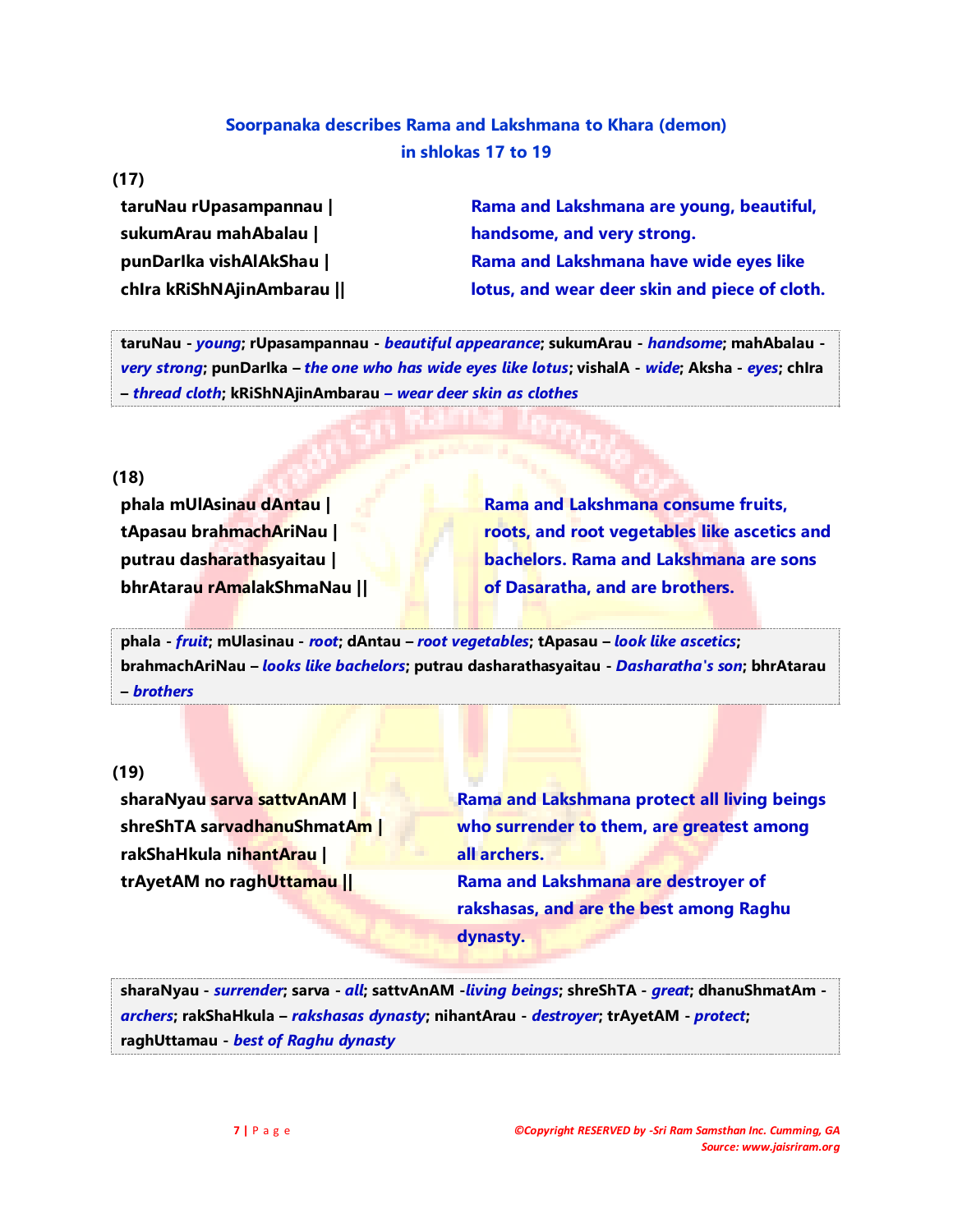**Soorpanaka describes Rama and Lakshmana to Khara (demon) in shlokas 17 to 19**

**(17)**

**taruNau rUpasampannau |**
**sukumArau mahAbalau |**
**punDarIka vishAlAkShau |**
**chIra kRiShNAjinAmbarau ||**

**Rama and Lakshmana are young, beautiful, handsome, and very strong.**
**Rama and Lakshmana have wide eyes like lotus, and wear deer skin and piece of cloth.**

**taruNau** - ***young***; **rUpasampannau** - ***beautiful appearance***; **sukumArau** - ***handsome***; **mahAbalau** - ***very strong***; **punDarIka** – ***the one who has wide eyes like lotus***; **vishalA** - ***wide***; **Aksha** - ***eyes***; **chIra** – ***thread cloth***; **kRiShNAjinAmbarau** – ***wear deer skin as clothes***

**(18)**

**phala mUlAsinau dAntau |**
**tApasau brahmachAriNau |**
**putrau dasharathasyaitau |**
**bhrAtarau rAmalakShmaNau ||**

**Rama and Lakshmana consume fruits, roots, and root vegetables like ascetics and bachelors. Rama and Lakshmana are sons of Dasaratha, and are brothers.**

**phala** - ***fruit***; **mUlasinau** - ***root***; **dAntau** – ***root vegetables***; **tApasau** – ***look like ascetics***; **brahmachAriNau** – ***looks like bachelors***; **putrau dasharathasyaitau** - ***Dasharatha's son***; **bhrAtarau** – ***brothers***

**(19)**

**sharaNyau sarva sattvAnAM |**
**shreShTA sarvadhanuShmatAm |**
**rakShaHkula nihantArau |**
**trAyetAM no raghUttamau ||**

**Rama and Lakshmana protect all living beings who surrender to them, are greatest among all archers.**
**Rama and Lakshmana are destroyer of rakshasas, and are the best among Raghu dynasty.**

**sharaNyau** - ***surrender***; **sarva** - ***all***; **sattvAnAM** -***living beings***; **shreShTA** - ***great***; **dhanuShmatAm** - ***archers***; **rakShaHkula** – ***rakshasas dynasty***; **nihantArau** - ***destroyer***; **trAyetAM** - ***protect***; **raghUttamau** - ***best of Raghu dynasty***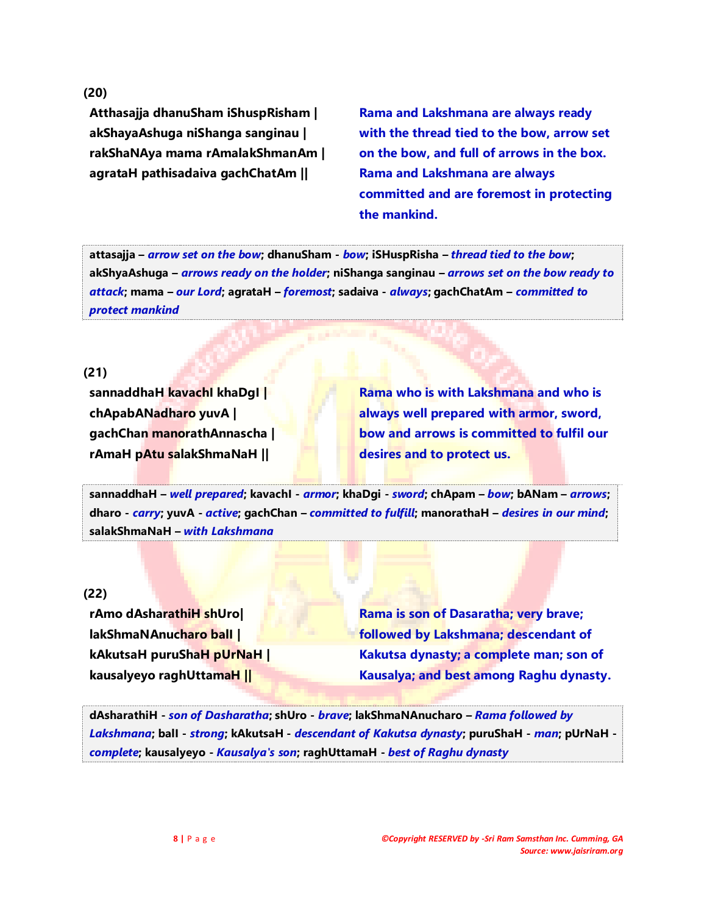**(20)**

**Atthasajja dhanuSham iShuspRisham |**
**akShayaAshuga niShanga sanginau |**
**rakShaNAya mama rAmalakShmanAm |**
**agrataH pathisadaiva gachChatAm ||**

**Rama and Lakshmana are always ready with the thread tied to the bow, arrow set on the bow, and full of arrows in the box. Rama and Lakshmana are always committed and are foremost in protecting the mankind.**

**attasajja** – ***arrow set on the bow***; **dhanuSham** - ***bow***; **iSHuspRisha** – ***thread tied to the bow***; **akShyaAshuga** – ***arrows ready on the holder***; **niShanga sanginau** – ***arrows set on the bow ready to attack***; **mama** – ***our Lord***; **agrataH** – ***foremost***; **sadaiva** - ***always***; **gachChatAm** – ***committed to protect mankind***

**(21)**

**sannaddhaH kavachI khaDgI |**
**chApabANadharo yuvA |**
**gachChan manorathAnnascha |**
**rAmaH pAtu salakShmaNaH ||**

**Rama who is with Lakshmana and who is always well prepared with armor, sword, bow and arrows is committed to fulfil our desires and to protect us.**

**sannaddhaH** – ***well prepared***; **kavachI** - ***armor***; **khaDgi** - ***sword***; **chApam** – ***bow***; **bANam** – ***arrows***; **dharo** - ***carry***; **yuvA** - ***active***; **gachChan** – ***committed to fulfill***; **manorathaH** – ***desires in our mind***; **salakShmaNaH** – ***with Lakshmana***

**(22)**

**rAmo dAsharathiH shUro|**
**lakShmaNAnucharo balI |**
**kAkutsaH puruShaH pUrNaH |**
**kausalyeyo raghUttamaH ||**

**Rama is son of Dasaratha; very brave; followed by Lakshmana; descendant of Kakutsa dynasty; a complete man; son of Kausalya; and best among Raghu dynasty.**

**dAsharathiH** - ***son of Dasharatha***; **shUro** - ***brave***; **lakShmaNAnucharo** – ***Rama followed by Lakshmana***; **balI** - ***strong***; **kAkutsaH** - ***descendant of Kakutsa dynasty***; **puruShaH** - ***man***; **pUrNaH** - ***complete***; **kausalyeyo** - ***Kausalya's son***; **raghUttamaH** - ***best of Raghu dynasty***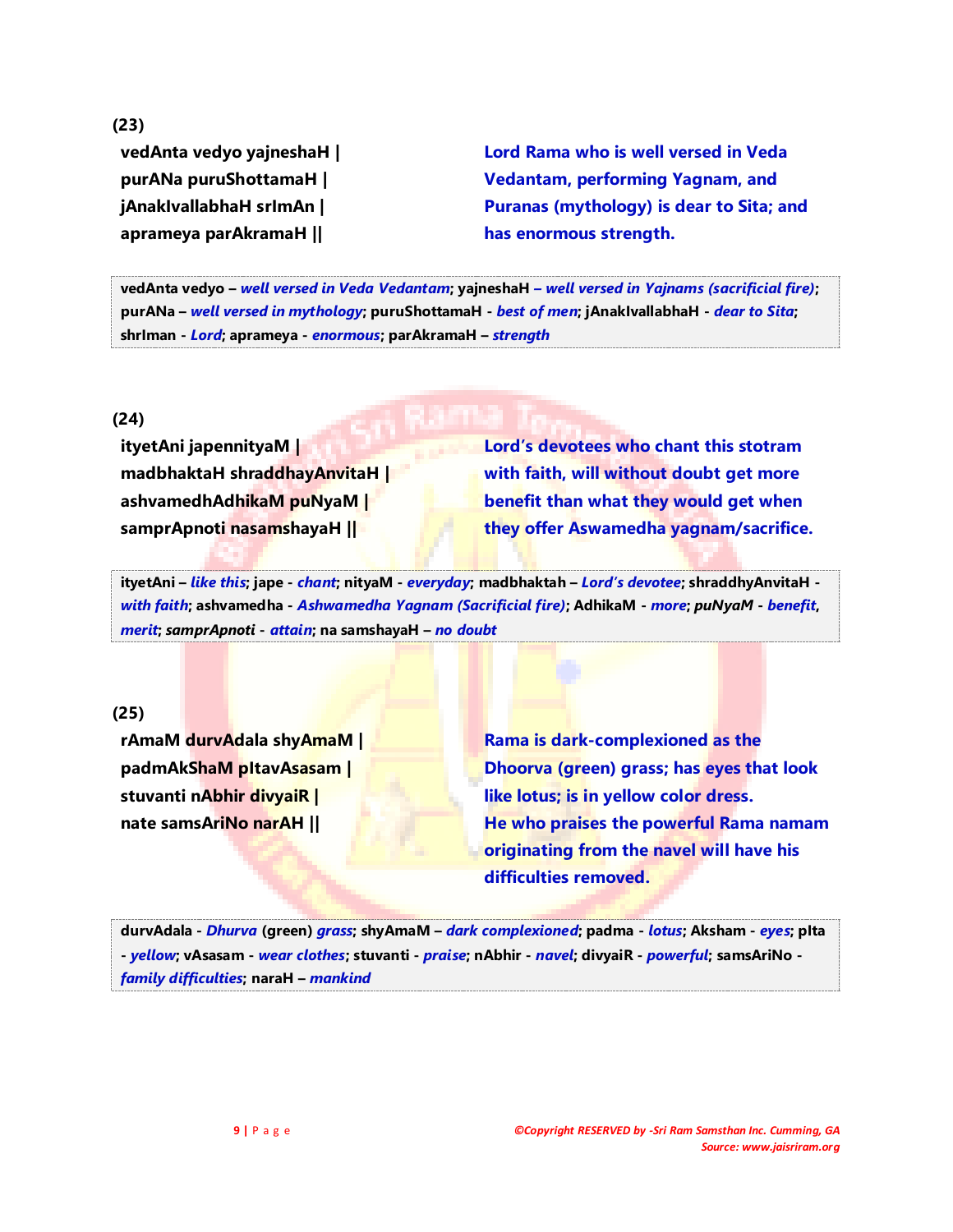**(23)**

**vedAnta vedyo yajneshaH |**
**purANa puruShottamaH |**
**jAnakIvallabhaH srImAn |**
**aprameya parAkramaH ||**

**Lord Rama who is well versed in Veda Vedantam, performing Yagnam, and Puranas (mythology) is dear to Sita; and has enormous strength.**

**vedAnta vedyo** – *well versed in Veda Vedantam*; **yajneshaH** – *well versed in Yajnams (sacrificial fire)*; **purANa** – *well versed in mythology*; **puruShottamaH** - *best of men*; **jAnakIvallabhaH** - *dear to Sita*; **shrIman** - *Lord*; **aprameya** - *enormous*; **parAkramaH** – *strength*

**(24)**

**ityetAni japennityaM |**
**madbhaktaH shraddhayAnvitaH |**
**ashvamedhAdhikaM puNyaM |**
**samprApnoti nasamshayaH ||**

**Lord's devotees who chant this stotram with faith, will without doubt get more benefit than what they would get when they offer Aswamedha yagnam/sacrifice.**

**ityetAni** – *like this*; **jape** - *chant*; **nityaM** - *everyday*; **madbhaktah** – *Lord's devotee*; **shraddhyAnvitaH** - *with faith*; **ashvamedha** - *Ashwamedha Yagnam (Sacrificial fire)*; **AdhikaM** - *more*; ***puNyaM*** - *benefit, merit*; ***samprApnoti*** - *attain*; **na samshayaH** – *no doubt*

**(25)**

**rAmaM durvAdala shyAmaM |**
**padmAkShaM pItavAsasam |**
**stuvanti nAbhir divyaiR |**
**nate samsAriNo narAH ||**

**Rama is dark-complexioned as the Dhoorva (green) grass; has eyes that look like lotus; is in yellow color dress.**
**He who praises the powerful Rama namam originating from the navel will have his difficulties removed.**

**durvAdala** - *Dhurva* (green) *grass*; **shyAmaM** – *dark complexioned*; **padma** - *lotus*; **Aksham** - *eyes*; **pIta** - *yellow*; **vAsasam** - *wear clothes*; **stuvanti** - *praise*; **nAbhir** - *navel*; **divyaiR** - *powerful*; **samsAriNo** - *family difficulties*; **naraH** – *mankind*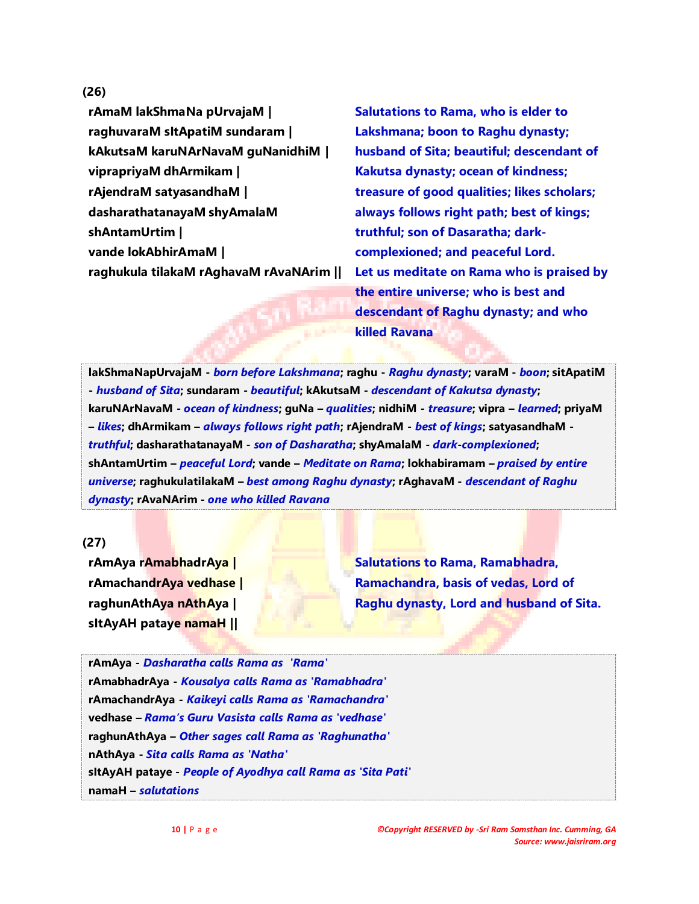**(26)**

**rAmaM lakShmaNa pUrvajaM |**
**raghuvaraM sItApatiM sundaram |**
**kAkutsaM karuNArNavaM guNanidhiM |**
**viprapriyaM dhArmikam |**
**rAjendraM satyasandhaM |**
**dasharathatanayaM shyAmalaM**
**shAntamUrtim |**
**vande lokAbhirAmaM |**
**raghukula tilakaM rAghavaM rAvaNArim ||**

**Salutations to Rama, who is elder to Lakshmana; boon to Raghu dynasty; husband of Sita; beautiful; descendant of Kakutsa dynasty; ocean of kindness; treasure of good qualities; likes scholars; always follows right path; best of kings; truthful; son of Dasaratha; dark-complexioned; and peaceful Lord. Let us meditate on Rama who is praised by the entire universe; who is best and descendant of Raghu dynasty; and who killed Ravana**

**lakShmaNapUrvajaM** - ***born before Lakshmana***; **raghu** - ***Raghu dynasty***; **varaM** - ***boon***; **sItApatiM** - ***husband of Sita***; **sundaram** - ***beautiful***; **kAkutsaM** - ***descendant of Kakutsa dynasty***; **karuNArNavaM** - ***ocean of kindness***; **guNa** – ***qualities***; **nidhiM** - ***treasure***; **vipra** – ***learned***; **priyaM** – ***likes***; **dhArmikam** – ***always follows right path***; **rAjendraM** - ***best of kings***; **satyasandhaM** - ***truthful***; **dasharathatanayaM** - ***son of Dasharatha***; **shyAmalaM** - ***dark-complexioned***; **shAntamUrtim** – ***peaceful Lord***; **vande** – ***Meditate on Rama***; **lokhabiramam** – ***praised by entire universe***; **raghukulatilakaM** – ***best among Raghu dynasty***; **rAghavaM** - ***descendant of Raghu dynasty***; **rAvaNArim** - ***one who killed Ravana***

**(27)**

**rAmAya rAmabhadrAya |**
**rAmachandrAya vedhase |**
**raghunAthAya nAthAya |**
**sItAyAH pataye namaH ||**

**Salutations to Rama, Ramabhadra, Ramachandra, basis of vedas, Lord of Raghu dynasty, Lord and husband of Sita.**

**rAmAya** - ***Dasharatha calls Rama as 'Rama'***
**rAmabhadrAya** - ***Kousalya calls Rama as 'Ramabhadra'***
**rAmachandrAya** - ***Kaikeyi calls Rama as 'Ramachandra'***
**vedhase** – ***Rama's Guru Vasista calls Rama as 'vedhase'***
**raghunAthAya** – ***Other sages call Rama as 'Raghunatha'***
**nAthAya** - ***Sita calls Rama as 'Natha'***
**sItAyAH pataye** - ***People of Ayodhya call Rama as 'Sita Pati'***
**namaH** – ***salutations***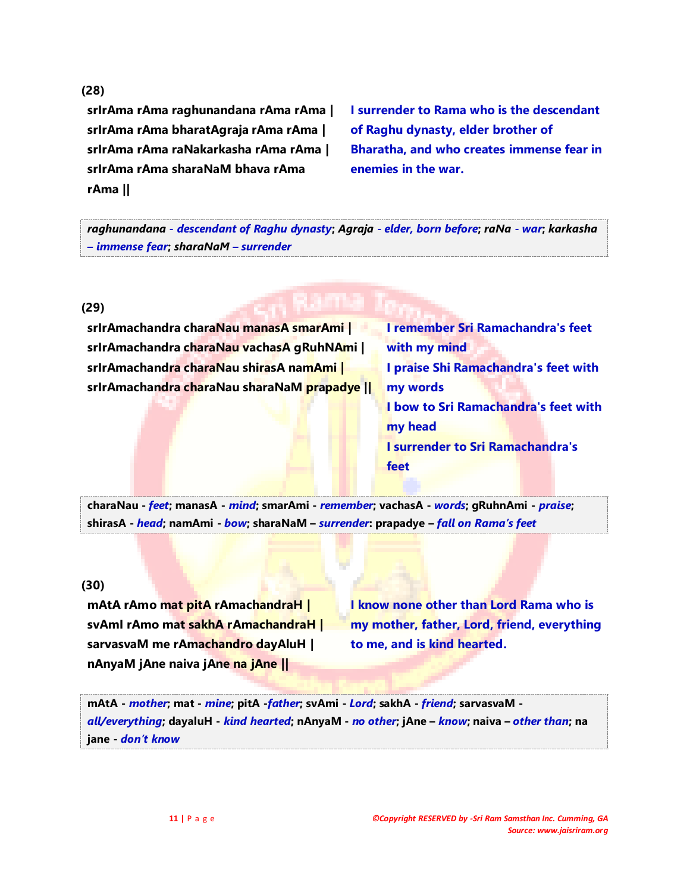**(28)**

**srIrAma rAma raghunandana rAma rAma |**
**srIrAma rAma bharatAgraja rAma rAma |**
**srIrAma rAma raNakarkasha rAma rAma |**
**srIrAma rAma sharaNaM bhava rAma rAma ||**

**I surrender to Rama who is the descendant of Raghu dynasty, elder brother of Bharatha, and who creates immense fear in enemies in the war.**

***raghunandana** - descendant of Raghu dynasty; **Agraja** - elder, born before; **raNa** - war; **karkasha** – immense fear; **sharaNaM** – surrender*

**(29)**

**srIrAmachandra charaNau manasA smarAmi |**
**srIrAmachandra charaNau vachasA gRuhNAmi |**
**srIrAmachandra charaNau shirasA namAmi |**
**srIrAmachandra charaNau sharaNaM prapadye ||**

**I remember Sri Ramachandra's feet with my mind**
**I praise Shi Ramachandra's feet with my words**
**I bow to Sri Ramachandra's feet with my head**
**I surrender to Sri Ramachandra's feet**

**charaNau** - *feet*; **manasA** - *mind*; **smarAmi** - *remember*; **vachasA** - *words*; **gRuhnAmi** - *praise*; **shirasA** - *head*; **namAmi** - *bow*; **sharaNaM** – *surrender*: **prapadye** – *fall on Rama's feet*

**(30)**

**mAtA rAmo mat pitA rAmachandraH |**
**svAmI rAmo mat sakhA rAmachandraH |**
**sarvasvaM me rAmachandro dayAluH |**
**nAnyaM jAne naiva jAne na jAne ||**

**I know none other than Lord Rama who is my mother, father, Lord, friend, everything to me, and is kind hearted.**

**mAtA** - *mother*; **mat** - *mine*; **pitA** -*father*; **svAmi** - *Lord*; **sakhA** - *friend*; **sarvasvaM** - *all/everything*; **dayaluH** - *kind hearted*; **nAnyaM** - *no other*; **jAne** – *know*; **naiva** – *other than*; **na jane** - *don't know*

*©Copyright RESERVED by -Sri Ram Samsthan Inc. Cumming, GA*
*Source: www.jaisriram.org*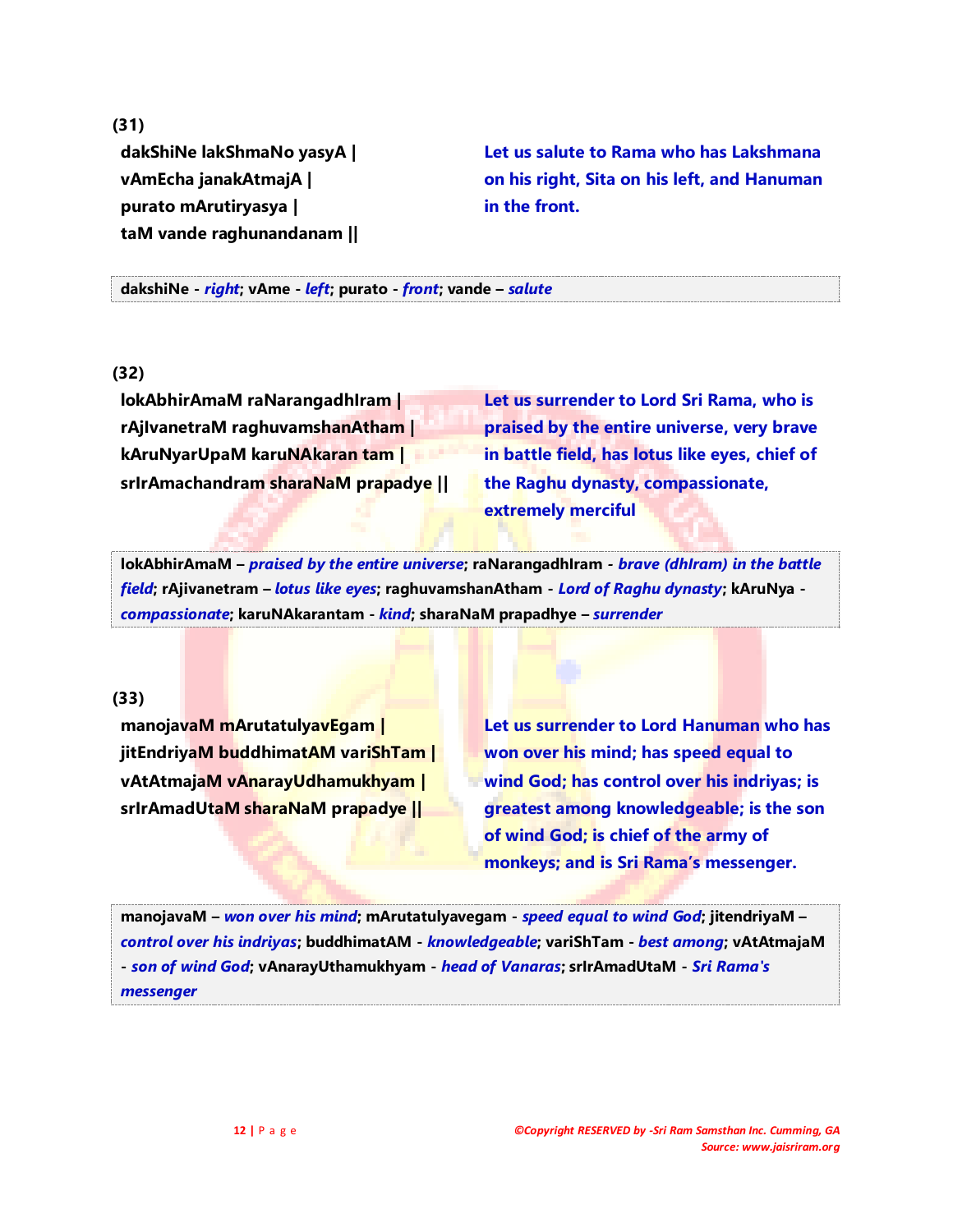**(31)**

**dakShiNe lakShmaNo yasyA |**
**vAmEcha janakAtmajA |**
**purato mArutiryasya |**
**taM vande raghunandanam ||**

**Let us salute to Rama who has Lakshmana on his right, Sita on his left, and Hanuman in the front.**

**dakshiNe** - ***right***; **vAme** - ***left***; **purato** - ***front***; **vande** – ***salute***

**(32)**

**lokAbhirAmaM raNarangadhIram |**
**rAjIvanetraM raghuvamshanAtham |**
**kAruNyarUpaM karuNAkaran tam |**
**srIrAmachandram sharaNaM prapadye ||**

**Let us surrender to Lord Sri Rama, who is praised by the entire universe, very brave in battle field, has lotus like eyes, chief of the Raghu dynasty, compassionate, extremely merciful**

**lokAbhirAmaM** – ***praised by the entire universe***; **raNarangadhIram** - ***brave (dhIram) in the battle field***; **rAjivanetram** – ***lotus like eyes***; **raghuvamshanAtham** - ***Lord of Raghu dynasty***; **kAruNya** - ***compassionate***; **karuNAkarantam** - ***kind***; **sharaNaM prapadhye** – ***surrender***

**(33)**

**manojavaM mArutatulyavEgam |**
**jitEndriyaM buddhimatAM variShTam |**
**vAtAtmajaM vAnarayUdhamukhyam |**
**srIrAmadUtaM sharaNaM prapadye ||**

**Let us surrender to Lord Hanuman who has won over his mind; has speed equal to wind God; has control over his indriyas; is greatest among knowledgeable; is the son of wind God; is chief of the army of monkeys; and is Sri Rama's messenger.**

**manojavaM** – ***won over his mind***; **mArutatulyavegam** - ***speed equal to wind God***; **jitendriyaM** – ***control over his indriyas***; **buddhimatAM** - ***knowledgeable***; **variShTam** - ***best among***; **vAtAtmajaM** - ***son of wind God***; **vAnarayUthamukhyam** - ***head of Vanaras***; **srIrAmadUtaM** - ***Sri Rama's messenger***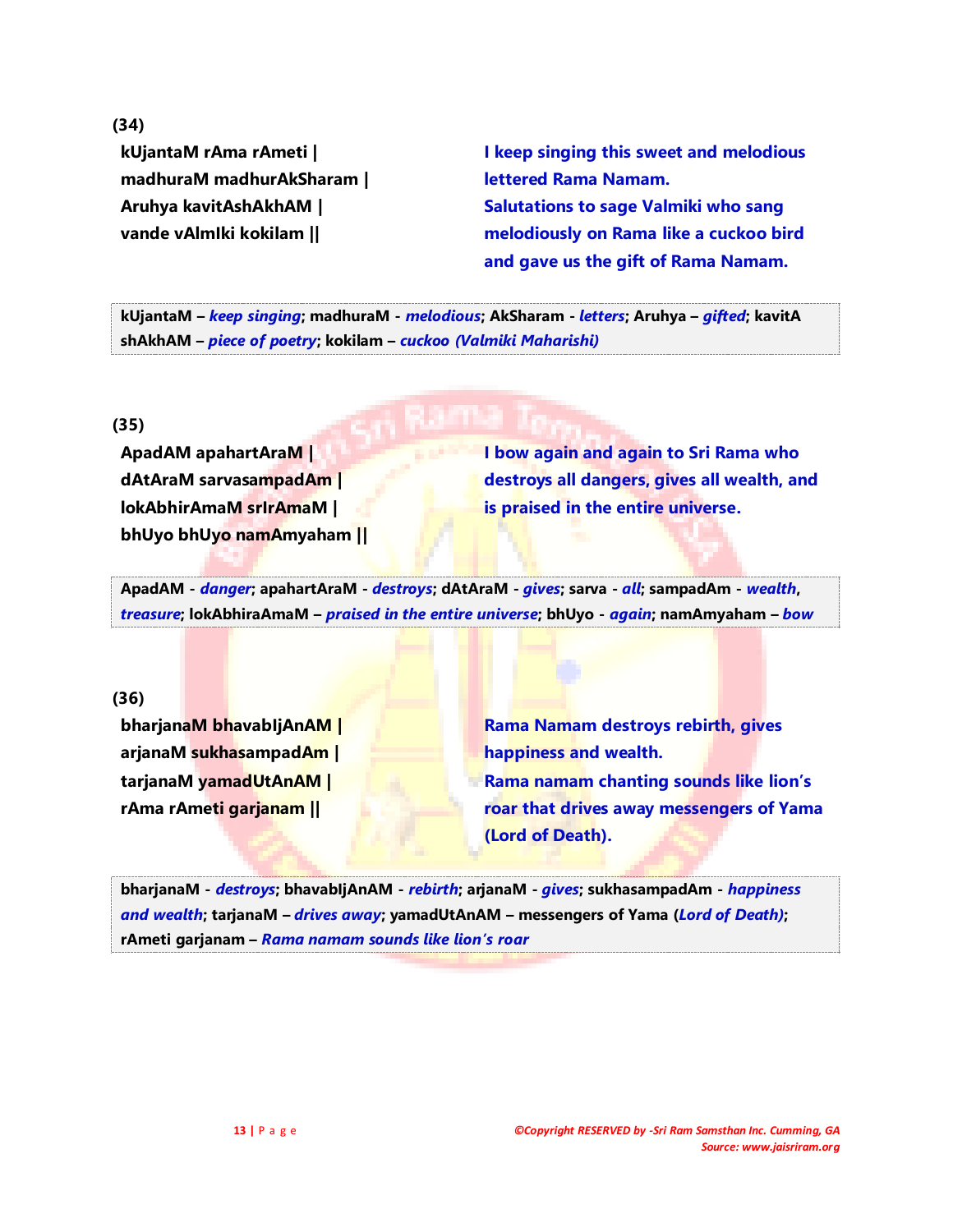**(34)**

**kUjantaM rAma rAmeti |**
**madhuraM madhurAkSharam |**
**Aruhya kavitAshAkhAM |**
**vande vAlmIki kokilam ||**

**I keep singing this sweet and melodious lettered Rama Namam.**
**Salutations to sage Valmiki who sang melodiously on Rama like a cuckoo bird and gave us the gift of Rama Namam.**

**kUjantaM** – ***keep singing***; **madhuraM** - ***melodious***; **AkSharam** - ***letters***; **Aruhya** – ***gifted***; **kavitA shAkhAM** – ***piece of poetry***; **kokilam** – ***cuckoo (Valmiki Maharishi)***

**(35)**

**ApadAM apahartAraM |**
**dAtAraM sarvasampadAm |**
**lokAbhirAmaM srIrAmaM |**
**bhUyo bhUyo namAmyaham ||**

**I bow again and again to Sri Rama who destroys all dangers, gives all wealth, and is praised in the entire universe.**

**ApadAM** - ***danger***; **apahartAraM** - ***destroys***; **dAtAraM** - ***gives***; **sarva** - ***all***; **sampadAm** - ***wealth***, ***treasure***; **lokAbhiraAmaM** – ***praised in the entire universe***; **bhUyo** - ***again***; **namAmyaham** – ***bow***

**(36)**

**bharjanaM bhavabIjAnAM |**
**arjanaM sukhasampadAm |**
**tarjanaM yamadUtAnAM |**
**rAma rAmeti garjanam ||**

**Rama Namam destroys rebirth, gives happiness and wealth.**
**Rama namam chanting sounds like lion's roar that drives away messengers of Yama (Lord of Death).**

**bharjanaM** - ***destroys***; **bhavabIjAnAM** - ***rebirth***; **arjanaM** - ***gives***; **sukhasampadAm** - ***happiness and wealth***; **tarjanaM** – ***drives away***; **yamadUtAnAM** – **messengers of Yama (*Lord of Death)***; **rAmeti garjanam** – ***Rama namam sounds like lion's roar***

©Copyright RESERVED by -Sri Ram Samsthan Inc. Cumming, GA
Source: www.jaisriram.org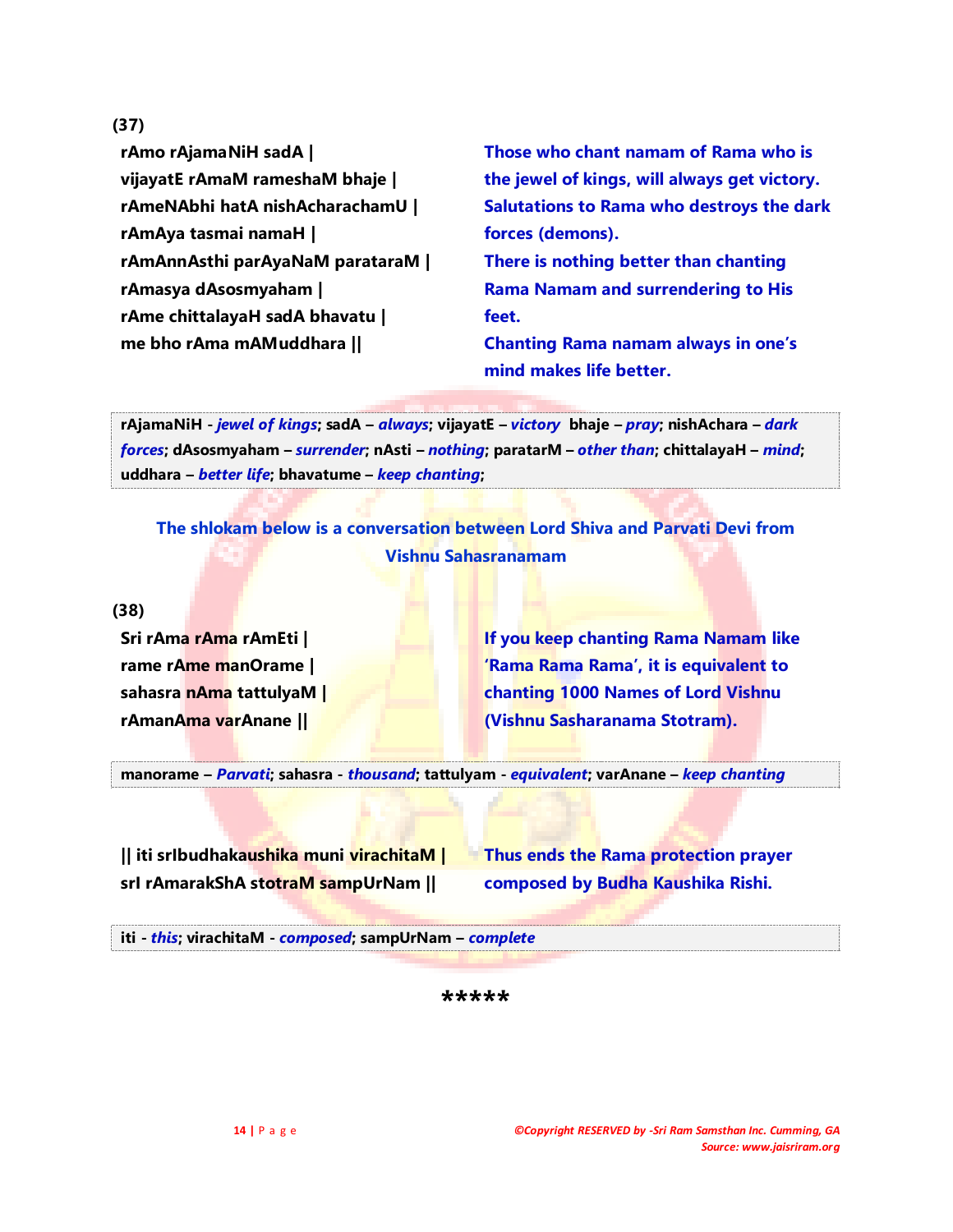**(37)**

**rAmo rAjamaNiH sadA |**
**vijayatE rAmaM rameshaM bhaje |**
**rAmeNAbhi hatA nishAcharachamU |**
**rAmAya tasmai namaH |**
**rAmAnnAsthi parAyaNaM parataraM |**
**rAmasya dAsosmyaham |**
**rAme chittalayaH sadA bhavatu |**
**me bho rAma mAMuddhara ||**

**Those who chant namam of Rama who is the jewel of kings, will always get victory. Salutations to Rama who destroys the dark forces (demons).**
**There is nothing better than chanting Rama Namam and surrendering to His feet.**
**Chanting Rama namam always in one's mind makes life better.**

**rAjamaNiH** - ***jewel of kings***; **sadA** – ***always***; **vijayatE** – ***victory*** **bhaje** – ***pray***; **nishAchara** – ***dark forces***; **dAsosmyaham** – ***surrender***; **nAsti** – ***nothing***; **paratarM** – ***other than***; **chittalayaH** – ***mind***; **uddhara** – ***better life***; **bhavatume** – ***keep chanting***;

**The shlokam below is a conversation between Lord Shiva and Parvati Devi from Vishnu Sahasranamam**

**(38)**

**Sri rAma rAma rAmEti |**
**rame rAme manOrame |**
**sahasra nAma tattulyaM |**
**rAmanAma varAnane ||**

**If you keep chanting Rama Namam like 'Rama Rama Rama', it is equivalent to chanting 1000 Names of Lord Vishnu (Vishnu Sasharanama Stotram).**

**manorame** – ***Parvati***; **sahasra** - ***thousand***; **tattulyam** - ***equivalent***; **varAnane** – ***keep chanting***

**|| iti srIbudhakaushika muni virachitaM |**
**srI rAmarakShA stotraM sampUrNam ||**

**Thus ends the Rama protection prayer composed by Budha Kaushika Rishi.**

**iti** - ***this***; **virachitaM** - ***composed***; **sampUrNam** – ***complete***

*****

*©Copyright RESERVED by -Sri Ram Samsthan Inc. Cumming, GA*
*Source: www.jaisriram.org*